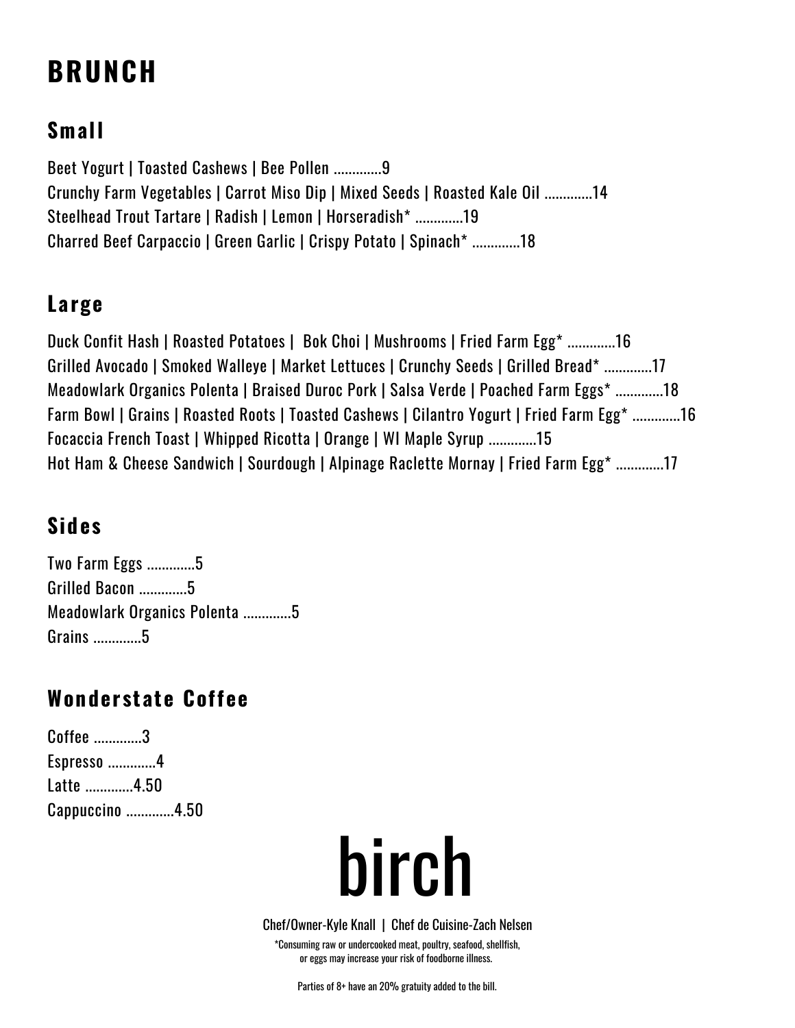# BRUNCH

## Small

Beet Yogurt | Toasted Cashews | Bee Pollen .............9
Crunchy Farm Vegetables | Carrot Miso Dip | Mixed Seeds | Roasted Kale Oil .............14
Steelhead Trout Tartare | Radish | Lemon | Horseradish* .............19
Charred Beef Carpaccio | Green Garlic | Crispy Potato | Spinach* .............18

## Large

Duck Confit Hash | Roasted Potatoes | Bok Choi | Mushrooms | Fried Farm Egg* .............16
Grilled Avocado | Smoked Walleye | Market Lettuces | Crunchy Seeds | Grilled Bread* .............17
Meadowlark Organics Polenta | Braised Duroc Pork | Salsa Verde | Poached Farm Eggs* .............18
Farm Bowl | Grains | Roasted Roots | Toasted Cashews | Cilantro Yogurt | Fried Farm Egg* .............16
Focaccia French Toast | Whipped Ricotta | Orange | WI Maple Syrup .............15
Hot Ham & Cheese Sandwich | Sourdough | Alpinage Raclette Mornay | Fried Farm Egg* .............17

## Sides

Two Farm Eggs .............5
Grilled Bacon .............5
Meadowlark Organics Polenta .............5
Grains .............5

## Wonderstate Coffee

Coffee .............3
Espresso .............4
Latte .............4.50
Cappuccino .............4.50

# birch

Chef/Owner-Kyle Knall | Chef de Cuisine-Zach Nelsen

*Consuming raw or undercooked meat, poultry, seafood, shellfish, or eggs may increase your risk of foodborne illness.

Parties of 8+ have an 20% gratuity added to the bill.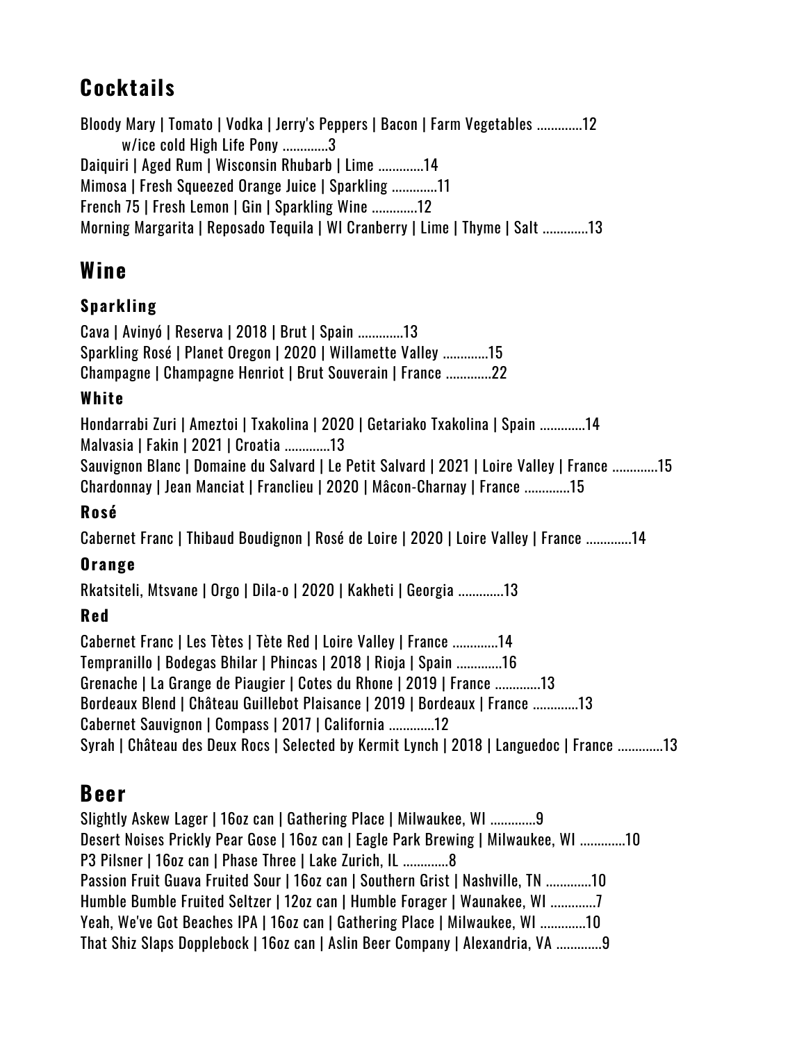## Cocktails

Bloody Mary | Tomato | Vodka | Jerry's Peppers | Bacon | Farm Vegetables .............12
w/ice cold High Life Pony .............3
Daiquiri | Aged Rum | Wisconsin Rhubarb | Lime .............14
Mimosa | Fresh Squeezed Orange Juice | Sparkling .............11
French 75 | Fresh Lemon | Gin | Sparkling Wine .............12
Morning Margarita | Reposado Tequila | WI Cranberry | Lime | Thyme | Salt .............13

## Wine

### Sparkling

Cava | Avinyó | Reserva | 2018 | Brut | Spain .............13
Sparkling Rosé | Planet Oregon | 2020 | Willamette Valley .............15
Champagne | Champagne Henriot | Brut Souverain | France .............22

### White

Hondarrabi Zuri | Ameztoi | Txakolina | 2020 | Getariako Txakolina | Spain .............14
Malvasia | Fakin | 2021 | Croatia .............13
Sauvignon Blanc | Domaine du Salvard | Le Petit Salvard | 2021 | Loire Valley | France .............15
Chardonnay | Jean Manciat | Franclieu | 2020 | Mâcon-Charnay | France .............15

### Rosé

Cabernet Franc | Thibaud Boudignon | Rosé de Loire | 2020 | Loire Valley | France .............14

### Orange

Rkatsiteli, Mtsvane | Orgo | Dila-o | 2020 | Kakheti | Georgia .............13

### Red

Cabernet Franc | Les Tètes | Tète Red | Loire Valley | France .............14
Tempranillo | Bodegas Bhilar | Phincas | 2018 | Rioja | Spain .............16
Grenache | La Grange de Piaugier | Cotes du Rhone | 2019 | France .............13
Bordeaux Blend | Château Guillebot Plaisance | 2019 | Bordeaux | France .............13
Cabernet Sauvignon | Compass | 2017 | California .............12
Syrah | Château des Deux Rocs | Selected by Kermit Lynch | 2018 | Languedoc | France .............13

## Beer

Slightly Askew Lager | 16oz can | Gathering Place | Milwaukee, WI .............9
Desert Noises Prickly Pear Gose | 16oz can | Eagle Park Brewing | Milwaukee, WI .............10
P3 Pilsner | 16oz can | Phase Three | Lake Zurich, IL .............8
Passion Fruit Guava Fruited Sour | 16oz can | Southern Grist | Nashville, TN .............10
Humble Bumble Fruited Seltzer | 12oz can | Humble Forager | Waunakee, WI .............7
Yeah, We've Got Beaches IPA | 16oz can | Gathering Place | Milwaukee, WI .............10
That Shiz Slaps Dopplebock | 16oz can | Aslin Beer Company | Alexandria, VA .............9